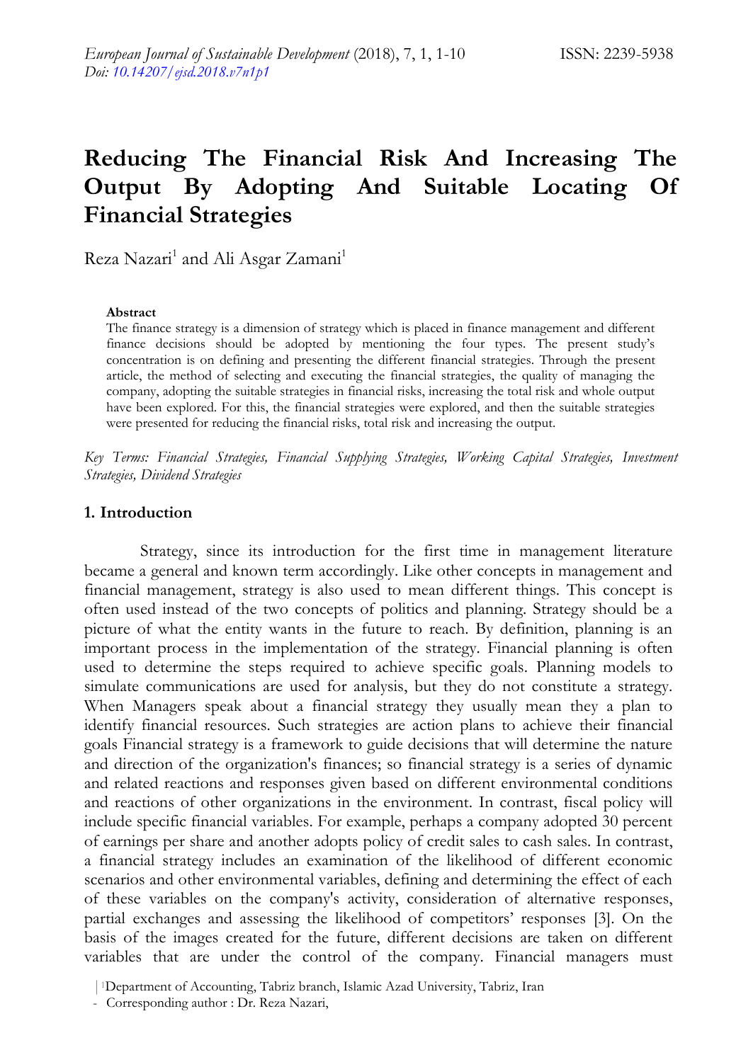# Reducing The Financial Risk And Increasing The Output By Adopting And Suitable Locating Of Financial Strategies

Reza Nazari[1] and Ali Asgar Zamani[1]

**Abstract**

The finance strategy is a dimension of strategy which is placed in finance management and different finance decisions should be adopted by mentioning the four types. The present study's concentration is on defining and presenting the different financial strategies. Through the present article, the method of selecting and executing the financial strategies, the quality of managing the company, adopting the suitable strategies in financial risks, increasing the total risk and whole output have been explored. For this, the financial strategies were explored, and then the suitable strategies were presented for reducing the financial risks, total risk and increasing the output.

*Key Terms: Financial Strategies, Financial Supplying Strategies, Working Capital Strategies, Investment Strategies, Dividend Strategies*

## 1. Introduction

Strategy, since its introduction for the first time in management literature became a general and known term accordingly. Like other concepts in management and financial management, strategy is also used to mean different things. This concept is often used instead of the two concepts of politics and planning. Strategy should be a picture of what the entity wants in the future to reach. By definition, planning is an important process in the implementation of the strategy. Financial planning is often used to determine the steps required to achieve specific goals. Planning models to simulate communications are used for analysis, but they do not constitute a strategy. When Managers speak about a financial strategy they usually mean they a plan to identify financial resources. Such strategies are action plans to achieve their financial goals Financial strategy is a framework to guide decisions that will determine the nature and direction of the organization's finances; so financial strategy is a series of dynamic and related reactions and responses given based on different environmental conditions and reactions of other organizations in the environment. In contrast, fiscal policy will include specific financial variables. For example, perhaps a company adopted 30 percent of earnings per share and another adopts policy of credit sales to cash sales. In contrast, a financial strategy includes an examination of the likelihood of different economic scenarios and other environmental variables, defining and determining the effect of each of these variables on the company's activity, consideration of alternative responses, partial exchanges and assessing the likelihood of competitors' responses [3]. On the basis of the images created for the future, different decisions are taken on different variables that are under the control of the company. Financial managers must

[1]Department of Accounting, Tabriz branch, Islamic Azad University, Tabriz, Iran

- Corresponding author : Dr. Reza Nazari,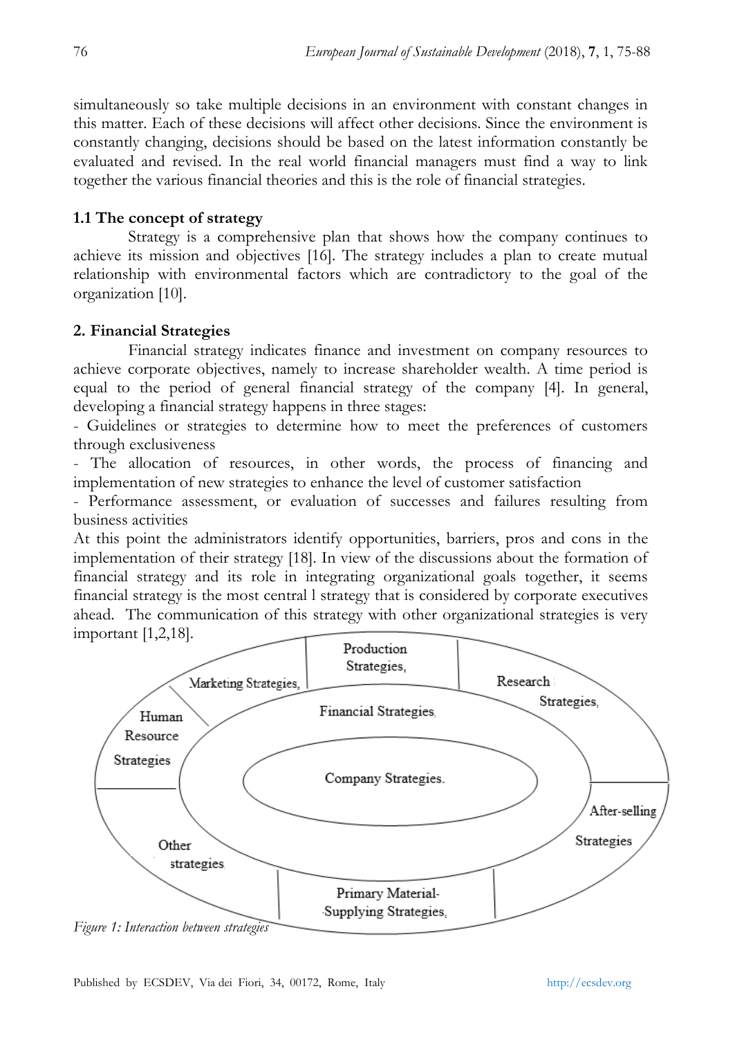simultaneously so take multiple decisions in an environment with constant changes in this matter. Each of these decisions will affect other decisions. Since the environment is constantly changing, decisions should be based on the latest information constantly be evaluated and revised. In the real world financial managers must find a way to link together the various financial theories and this is the role of financial strategies.

### 1.1 The concept of strategy

Strategy is a comprehensive plan that shows how the company continues to achieve its mission and objectives [16]. The strategy includes a plan to create mutual relationship with environmental factors which are contradictory to the goal of the organization [10].

## 2. Financial Strategies

Financial strategy indicates finance and investment on company resources to achieve corporate objectives, namely to increase shareholder wealth. A time period is equal to the period of general financial strategy of the company [4]. In general, developing a financial strategy happens in three stages:

- Guidelines or strategies to determine how to meet the preferences of customers through exclusiveness
- The allocation of resources, in other words, the process of financing and implementation of new strategies to enhance the level of customer satisfaction
- Performance assessment, or evaluation of successes and failures resulting from business activities

At this point the administrators identify opportunities, barriers, pros and cons in the implementation of their strategy [18]. In view of the discussions about the formation of financial strategy and its role in integrating organizational goals together, it seems financial strategy is the most central l strategy that is considered by corporate executives ahead. The communication of this strategy with other organizational strategies is very important [1,2,18].

Production Strategies, Marketing Strategies, Research Strategies, Human Resource Strategies, Financial Strategies, Company Strategies, After-selling Strategies, Other strategies, Primary Material-Supplying Strategies

*Figure 1: Interaction between strategies*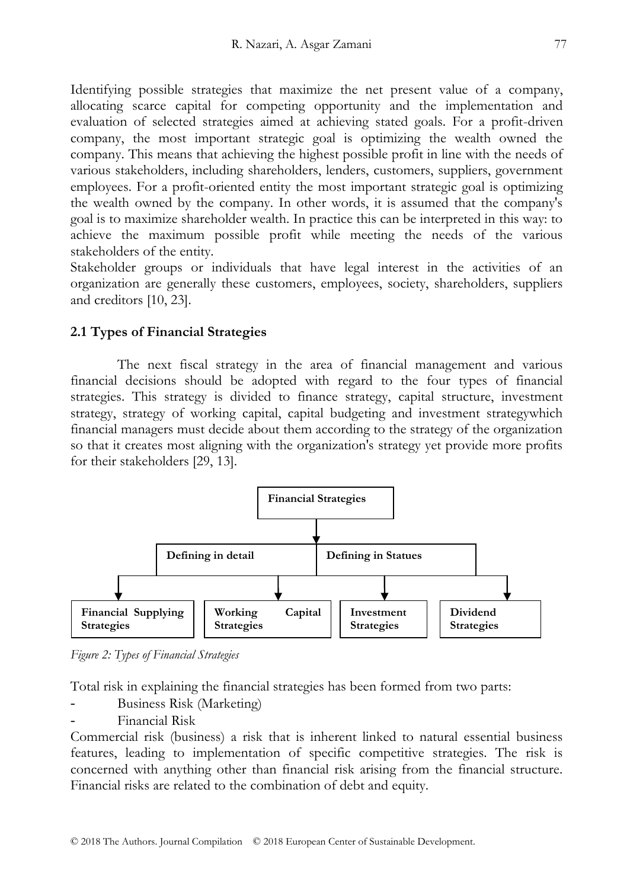Identifying possible strategies that maximize the net present value of a company, allocating scarce capital for competing opportunity and the implementation and evaluation of selected strategies aimed at achieving stated goals. For a profit-driven company, the most important strategic goal is optimizing the wealth owned the company. This means that achieving the highest possible profit in line with the needs of various stakeholders, including shareholders, lenders, customers, suppliers, government employees. For a profit-oriented entity the most important strategic goal is optimizing the wealth owned by the company. In other words, it is assumed that the company's goal is to maximize shareholder wealth. In practice this can be interpreted in this way: to achieve the maximum possible profit while meeting the needs of the various stakeholders of the entity.

Stakeholder groups or individuals that have legal interest in the activities of an organization are generally these customers, employees, society, shareholders, suppliers and creditors [10, 23].

## 2.1 Types of Financial Strategies

The next fiscal strategy in the area of financial management and various financial decisions should be adopted with regard to the four types of financial strategies. This strategy is divided to finance strategy, capital structure, investment strategy, strategy of working capital, capital budgeting and investment strategywhich financial managers must decide about them according to the strategy of the organization so that it creates most aligning with the organization's strategy yet provide more profits for their stakeholders [29, 13].

**Financial Strategies**

- **Defining in detail**
  - **Financial Supplying Strategies**
  - **Working Capital Strategies**
- **Defining in Statues**
  - **Investment Strategies**
  - **Dividend Strategies**

*Figure 2: Types of Financial Strategies*

Total risk in explaining the financial strategies has been formed from two parts:

- Business Risk (Marketing)
- Financial Risk

Commercial risk (business) a risk that is inherent linked to natural essential business features, leading to implementation of specific competitive strategies. The risk is concerned with anything other than financial risk arising from the financial structure. Financial risks are related to the combination of debt and equity.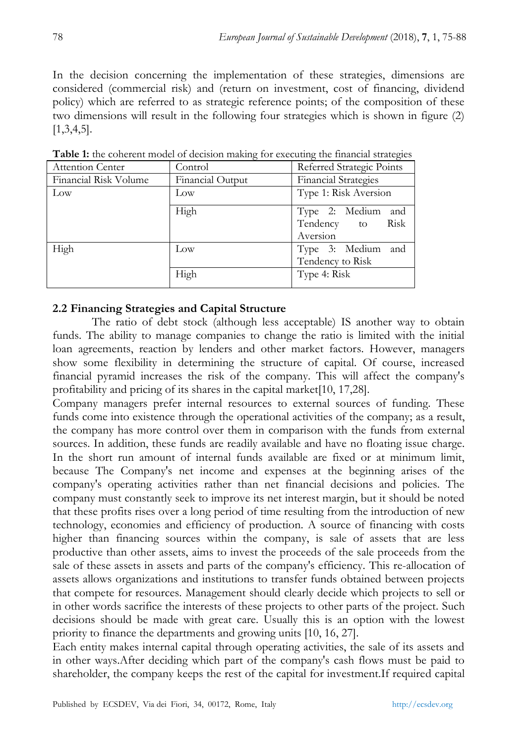In the decision concerning the implementation of these strategies, dimensions are considered (commercial risk) and (return on investment, cost of financing, dividend policy) which are referred to as strategic reference points; of the composition of these two dimensions will result in the following four strategies which is shown in figure (2) [1,3,4,5].

**Table 1:** the coherent model of decision making for executing the financial strategies

| Attention Center | Control | Referred Strategic Points |
|---|---|---|
| Financial Risk Volume | Financial Output | Financial Strategies |
| Low | Low | Type 1: Risk Aversion |
| | High | Type 2: Medium and Tendency to Risk Aversion |
| High | Low | Type 3: Medium and Tendency to Risk |
| | High | Type 4: Risk |

## 2.2 Financing Strategies and Capital Structure

The ratio of debt stock (although less acceptable) IS another way to obtain funds. The ability to manage companies to change the ratio is limited with the initial loan agreements, reaction by lenders and other market factors. However, managers show some flexibility in determining the structure of capital. Of course, increased financial pyramid increases the risk of the company. This will affect the company's profitability and pricing of its shares in the capital market[10, 17,28].

Company managers prefer internal resources to external sources of funding. These funds come into existence through the operational activities of the company; as a result, the company has more control over them in comparison with the funds from external sources. In addition, these funds are readily available and have no floating issue charge. In the short run amount of internal funds available are fixed or at minimum limit, because The Company's net income and expenses at the beginning arises of the company's operating activities rather than net financial decisions and policies. The company must constantly seek to improve its net interest margin, but it should be noted that these profits rises over a long period of time resulting from the introduction of new technology, economies and efficiency of production. A source of financing with costs higher than financing sources within the company, is sale of assets that are less productive than other assets, aims to invest the proceeds of the sale proceeds from the sale of these assets in assets and parts of the company's efficiency. This re-allocation of assets allows organizations and institutions to transfer funds obtained between projects that compete for resources. Management should clearly decide which projects to sell or in other words sacrifice the interests of these projects to other parts of the project. Such decisions should be made with great care. Usually this is an option with the lowest priority to finance the departments and growing units [10, 16, 27].

Each entity makes internal capital through operating activities, the sale of its assets and in other ways.After deciding which part of the company's cash flows must be paid to shareholder, the company keeps the rest of the capital for investment.If required capital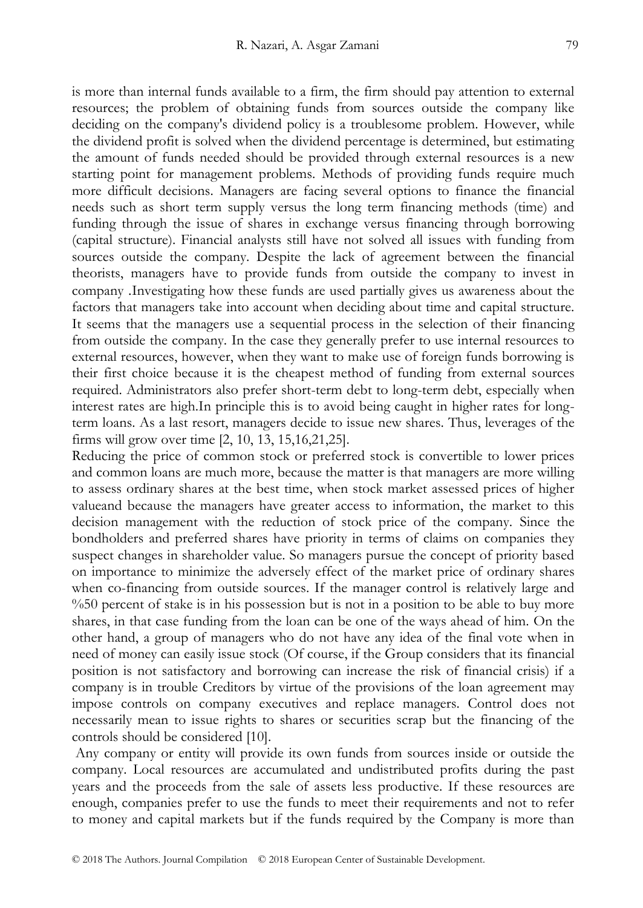is more than internal funds available to a firm, the firm should pay attention to external resources; the problem of obtaining funds from sources outside the company like deciding on the company's dividend policy is a troublesome problem. However, while the dividend profit is solved when the dividend percentage is determined, but estimating the amount of funds needed should be provided through external resources is a new starting point for management problems. Methods of providing funds require much more difficult decisions. Managers are facing several options to finance the financial needs such as short term supply versus the long term financing methods (time) and funding through the issue of shares in exchange versus financing through borrowing (capital structure). Financial analysts still have not solved all issues with funding from sources outside the company. Despite the lack of agreement between the financial theorists, managers have to provide funds from outside the company to invest in company .Investigating how these funds are used partially gives us awareness about the factors that managers take into account when deciding about time and capital structure. It seems that the managers use a sequential process in the selection of their financing from outside the company. In the case they generally prefer to use internal resources to external resources, however, when they want to make use of foreign funds borrowing is their first choice because it is the cheapest method of funding from external sources required. Administrators also prefer short-term debt to long-term debt, especially when interest rates are high.In principle this is to avoid being caught in higher rates for long-term loans. As a last resort, managers decide to issue new shares. Thus, leverages of the firms will grow over time [2, 10, 13, 15,16,21,25].

Reducing the price of common stock or preferred stock is convertible to lower prices and common loans are much more, because the matter is that managers are more willing to assess ordinary shares at the best time, when stock market assessed prices of higher valueand because the managers have greater access to information, the market to this decision management with the reduction of stock price of the company. Since the bondholders and preferred shares have priority in terms of claims on companies they suspect changes in shareholder value. So managers pursue the concept of priority based on importance to minimize the adversely effect of the market price of ordinary shares when co-financing from outside sources. If the manager control is relatively large and %50 percent of stake is in his possession but is not in a position to be able to buy more shares, in that case funding from the loan can be one of the ways ahead of him. On the other hand, a group of managers who do not have any idea of the final vote when in need of money can easily issue stock (Of course, if the Group considers that its financial position is not satisfactory and borrowing can increase the risk of financial crisis) if a company is in trouble Creditors by virtue of the provisions of the loan agreement may impose controls on company executives and replace managers. Control does not necessarily mean to issue rights to shares or securities scrap but the financing of the controls should be considered [10].

Any company or entity will provide its own funds from sources inside or outside the company. Local resources are accumulated and undistributed profits during the past years and the proceeds from the sale of assets less productive. If these resources are enough, companies prefer to use the funds to meet their requirements and not to refer to money and capital markets but if the funds required by the Company is more than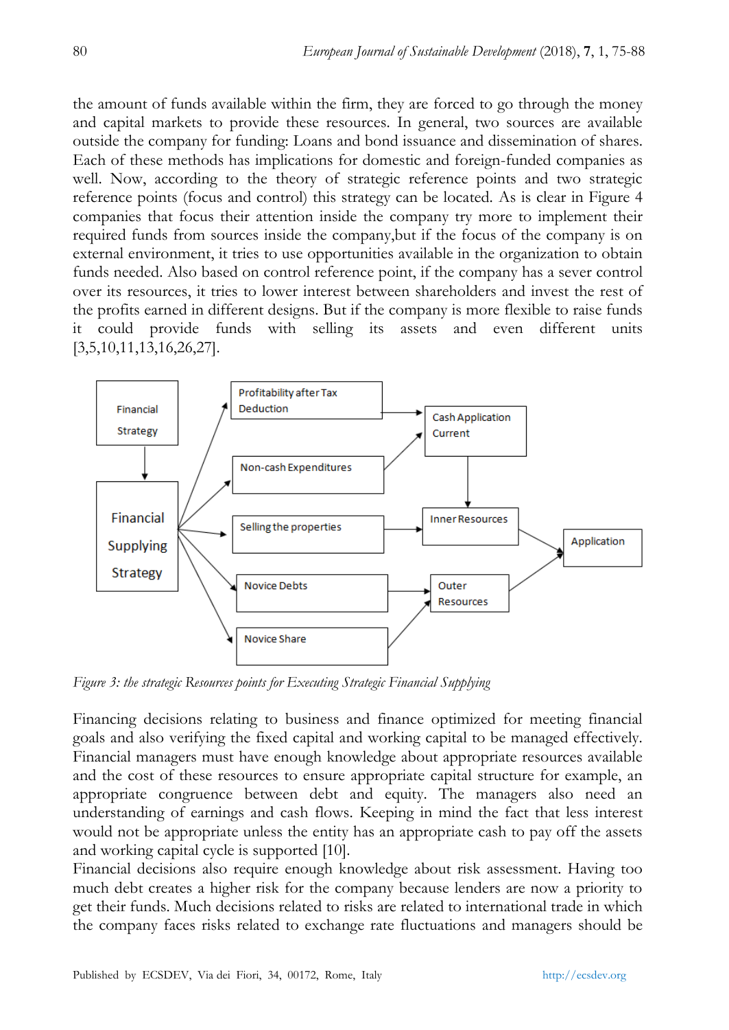the amount of funds available within the firm, they are forced to go through the money and capital markets to provide these resources. In general, two sources are available outside the company for funding: Loans and bond issuance and dissemination of shares. Each of these methods has implications for domestic and foreign-funded companies as well. Now, according to the theory of strategic reference points and two strategic reference points (focus and control) this strategy can be located. As is clear in Figure 4 companies that focus their attention inside the company try more to implement their required funds from sources inside the company,but if the focus of the company is on external environment, it tries to use opportunities available in the organization to obtain funds needed. Also based on control reference point, if the company has a sever control over its resources, it tries to lower interest between shareholders and invest the rest of the profits earned in different designs. But if the company is more flexible to raise funds it could provide funds with selling its assets and even different units [3,5,10,11,13,16,26,27].

Financial Strategy

Financial Supplying Strategy

Profitability after Tax Deduction

Non-cash Expenditures

Selling the properties

Novice Debts

Novice Share

Cash Application Current

Inner Resources

Outer Resources

Application

*Figure 3: the strategic Resources points for Executing Strategic Financial Supplying*

Financing decisions relating to business and finance optimized for meeting financial goals and also verifying the fixed capital and working capital to be managed effectively. Financial managers must have enough knowledge about appropriate resources available and the cost of these resources to ensure appropriate capital structure for example, an appropriate congruence between debt and equity. The managers also need an understanding of earnings and cash flows. Keeping in mind the fact that less interest would not be appropriate unless the entity has an appropriate cash to pay off the assets and working capital cycle is supported [10].

Financial decisions also require enough knowledge about risk assessment. Having too much debt creates a higher risk for the company because lenders are now a priority to get their funds. Much decisions related to risks are related to international trade in which the company faces risks related to exchange rate fluctuations and managers should be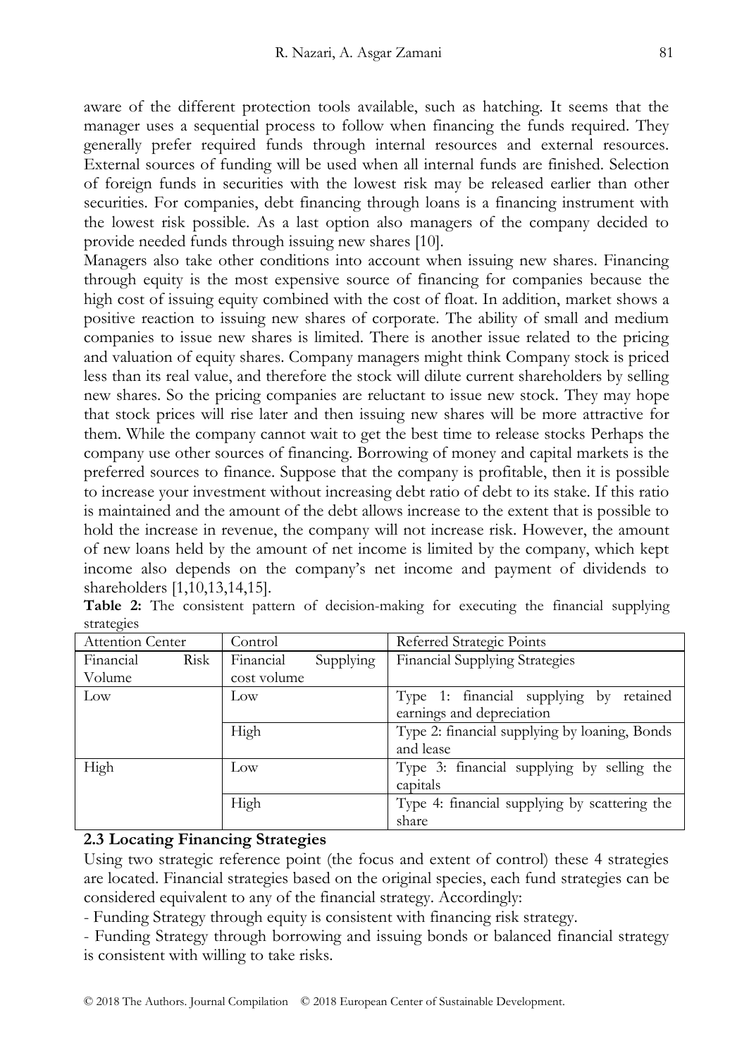aware of the different protection tools available, such as hatching. It seems that the manager uses a sequential process to follow when financing the funds required. They generally prefer required funds through internal resources and external resources. External sources of funding will be used when all internal funds are finished. Selection of foreign funds in securities with the lowest risk may be released earlier than other securities. For companies, debt financing through loans is a financing instrument with the lowest risk possible. As a last option also managers of the company decided to provide needed funds through issuing new shares [10].

Managers also take other conditions into account when issuing new shares. Financing through equity is the most expensive source of financing for companies because the high cost of issuing equity combined with the cost of float. In addition, market shows a positive reaction to issuing new shares of corporate. The ability of small and medium companies to issue new shares is limited. There is another issue related to the pricing and valuation of equity shares. Company managers might think Company stock is priced less than its real value, and therefore the stock will dilute current shareholders by selling new shares. So the pricing companies are reluctant to issue new stock. They may hope that stock prices will rise later and then issuing new shares will be more attractive for them. While the company cannot wait to get the best time to release stocks Perhaps the company use other sources of financing. Borrowing of money and capital markets is the preferred sources to finance. Suppose that the company is profitable, then it is possible to increase your investment without increasing debt ratio of debt to its stake. If this ratio is maintained and the amount of the debt allows increase to the extent that is possible to hold the increase in revenue, the company will not increase risk. However, the amount of new loans held by the amount of net income is limited by the company, which kept income also depends on the company's net income and payment of dividends to shareholders [1,10,13,14,15].

**Table 2:** The consistent pattern of decision-making for executing the financial supplying strategies

| Attention Center | Control | Referred Strategic Points |
|---|---|---|
| Financial Risk Volume | Financial Supplying cost volume | Financial Supplying Strategies |
| Low | Low | Type 1: financial supplying by retained earnings and depreciation |
| | High | Type 2: financial supplying by loaning, Bonds and lease |
| High | Low | Type 3: financial supplying by selling the capitals |
| | High | Type 4: financial supplying by scattering the share |

### 2.3 Locating Financing Strategies

Using two strategic reference point (the focus and extent of control) these 4 strategies are located. Financial strategies based on the original species, each fund strategies can be considered equivalent to any of the financial strategy. Accordingly:

- Funding Strategy through equity is consistent with financing risk strategy.
- Funding Strategy through borrowing and issuing bonds or balanced financial strategy is consistent with willing to take risks.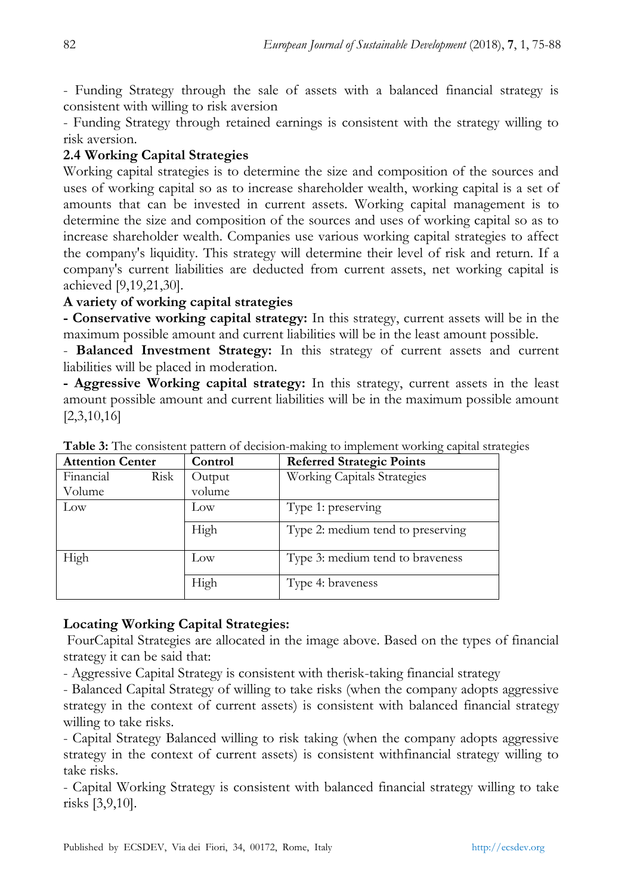- Funding Strategy through the sale of assets with a balanced financial strategy is consistent with willing to risk aversion

- Funding Strategy through retained earnings is consistent with the strategy willing to risk aversion.

### 2.4 Working Capital Strategies

Working capital strategies is to determine the size and composition of the sources and uses of working capital so as to increase shareholder wealth, working capital is a set of amounts that can be invested in current assets. Working capital management is to determine the size and composition of the sources and uses of working capital so as to increase shareholder wealth. Companies use various working capital strategies to affect the company's liquidity. This strategy will determine their level of risk and return. If a company's current liabilities are deducted from current assets, net working capital is achieved [9,19,21,30].

**A variety of working capital strategies**

**- Conservative working capital strategy:** In this strategy, current assets will be in the maximum possible amount and current liabilities will be in the least amount possible.

- **Balanced Investment Strategy:** In this strategy of current assets and current liabilities will be placed in moderation.

**- Aggressive Working capital strategy:** In this strategy, current assets in the least amount possible amount and current liabilities will be in the maximum possible amount [2,3,10,16]

**Table 3:** The consistent pattern of decision-making to implement working capital strategies

| Attention Center | Control | Referred Strategic Points |
|---|---|---|
| Financial Risk Volume | Output volume | Working Capitals Strategies |
| Low | Low | Type 1: preserving |
| | High | Type 2: medium tend to preserving |
| High | Low | Type 3: medium tend to braveness |
| | High | Type 4: braveness |

**Locating Working Capital Strategies:**

FourCapital Strategies are allocated in the image above. Based on the types of financial strategy it can be said that:

- Aggressive Capital Strategy is consistent with therisk-taking financial strategy

- Balanced Capital Strategy of willing to take risks (when the company adopts aggressive strategy in the context of current assets) is consistent with balanced financial strategy willing to take risks.

- Capital Strategy Balanced willing to risk taking (when the company adopts aggressive strategy in the context of current assets) is consistent withfinancial strategy willing to take risks.

- Capital Working Strategy is consistent with balanced financial strategy willing to take risks [3,9,10].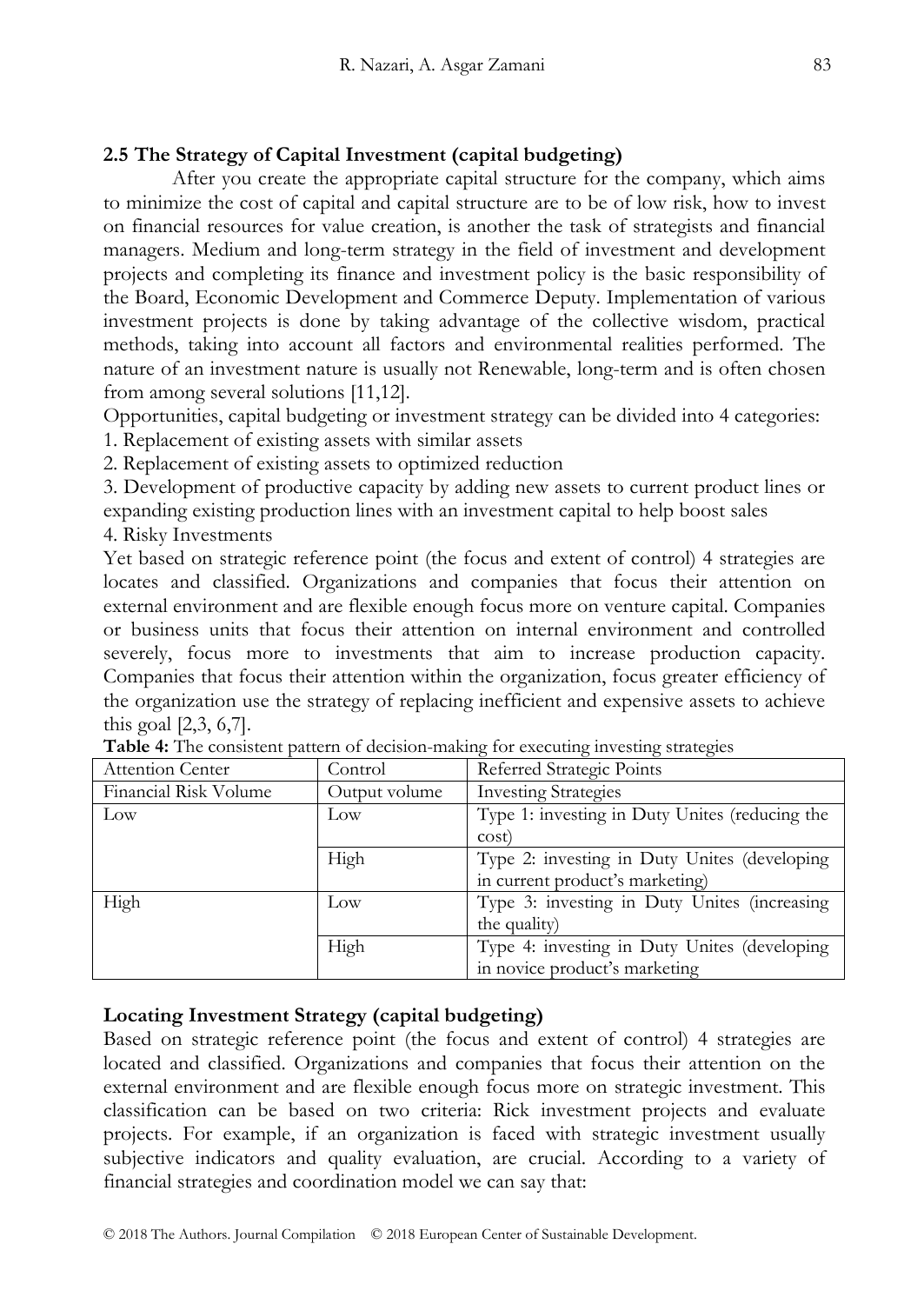### 2.5 The Strategy of Capital Investment (capital budgeting)

After you create the appropriate capital structure for the company, which aims to minimize the cost of capital and capital structure are to be of low risk, how to invest on financial resources for value creation, is another the task of strategists and financial managers. Medium and long-term strategy in the field of investment and development projects and completing its finance and investment policy is the basic responsibility of the Board, Economic Development and Commerce Deputy. Implementation of various investment projects is done by taking advantage of the collective wisdom, practical methods, taking into account all factors and environmental realities performed. The nature of an investment nature is usually not Renewable, long-term and is often chosen from among several solutions [11,12].

Opportunities, capital budgeting or investment strategy can be divided into 4 categories:

1. Replacement of existing assets with similar assets
2. Replacement of existing assets to optimized reduction
3. Development of productive capacity by adding new assets to current product lines or expanding existing production lines with an investment capital to help boost sales
4. Risky Investments

Yet based on strategic reference point (the focus and extent of control) 4 strategies are locates and classified. Organizations and companies that focus their attention on external environment and are flexible enough focus more on venture capital. Companies or business units that focus their attention on internal environment and controlled severely, focus more to investments that aim to increase production capacity. Companies that focus their attention within the organization, focus greater efficiency of the organization use the strategy of replacing inefficient and expensive assets to achieve this goal [2,3, 6,7].

**Table 4:** The consistent pattern of decision-making for executing investing strategies

| Attention Center | Control | Referred Strategic Points |
|---|---|---|
| Financial Risk Volume | Output volume | Investing Strategies |
| Low | Low | Type 1: investing in Duty Unites (reducing the cost) |
| | High | Type 2: investing in Duty Unites (developing in current product's marketing) |
| High | Low | Type 3: investing in Duty Unites (increasing the quality) |
| | High | Type 4: investing in Duty Unites (developing in novice product's marketing |

### Locating Investment Strategy (capital budgeting)

Based on strategic reference point (the focus and extent of control) 4 strategies are located and classified. Organizations and companies that focus their attention on the external environment and are flexible enough focus more on strategic investment. This classification can be based on two criteria: Rick investment projects and evaluate projects. For example, if an organization is faced with strategic investment usually subjective indicators and quality evaluation, are crucial. According to a variety of financial strategies and coordination model we can say that: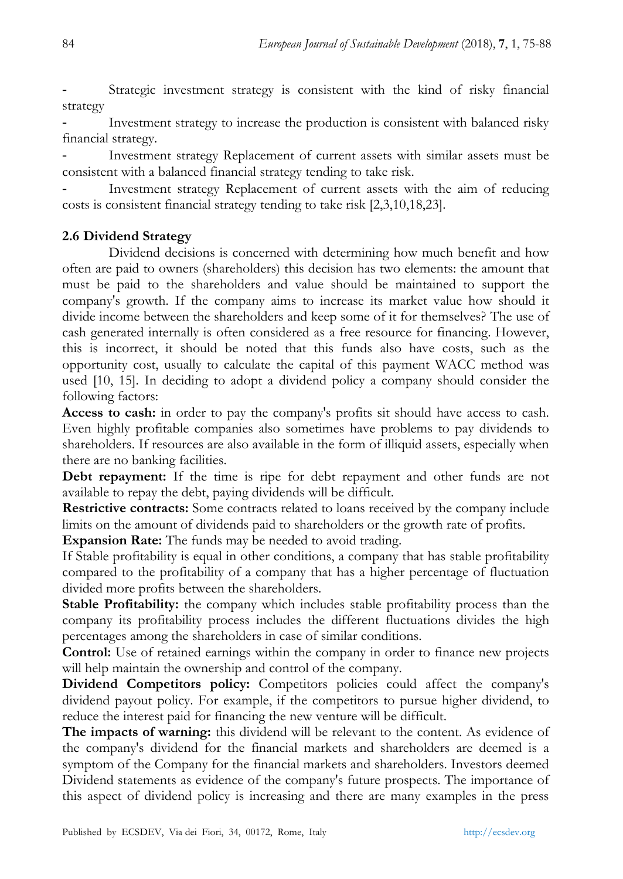- Strategic investment strategy is consistent with the kind of risky financial strategy
- Investment strategy to increase the production is consistent with balanced risky financial strategy.
- Investment strategy Replacement of current assets with similar assets must be consistent with a balanced financial strategy tending to take risk.
- Investment strategy Replacement of current assets with the aim of reducing costs is consistent financial strategy tending to take risk [2,3,10,18,23].

### 2.6 Dividend Strategy

Dividend decisions is concerned with determining how much benefit and how often are paid to owners (shareholders) this decision has two elements: the amount that must be paid to the shareholders and value should be maintained to support the company's growth. If the company aims to increase its market value how should it divide income between the shareholders and keep some of it for themselves? The use of cash generated internally is often considered as a free resource for financing. However, this is incorrect, it should be noted that this funds also have costs, such as the opportunity cost, usually to calculate the capital of this payment WACC method was used [10, 15]. In deciding to adopt a dividend policy a company should consider the following factors:

**Access to cash:** in order to pay the company's profits sit should have access to cash. Even highly profitable companies also sometimes have problems to pay dividends to shareholders. If resources are also available in the form of illiquid assets, especially when there are no banking facilities.

**Debt repayment:** If the time is ripe for debt repayment and other funds are not available to repay the debt, paying dividends will be difficult.

**Restrictive contracts:** Some contracts related to loans received by the company include limits on the amount of dividends paid to shareholders or the growth rate of profits.

**Expansion Rate:** The funds may be needed to avoid trading.

If Stable profitability is equal in other conditions, a company that has stable profitability compared to the profitability of a company that has a higher percentage of fluctuation divided more profits between the shareholders.

**Stable Profitability:** the company which includes stable profitability process than the company its profitability process includes the different fluctuations divides the high percentages among the shareholders in case of similar conditions.

**Control:** Use of retained earnings within the company in order to finance new projects will help maintain the ownership and control of the company.

**Dividend Competitors policy:** Competitors policies could affect the company's dividend payout policy. For example, if the competitors to pursue higher dividend, to reduce the interest paid for financing the new venture will be difficult.

**The impacts of warning:** this dividend will be relevant to the content. As evidence of the company's dividend for the financial markets and shareholders are deemed is a symptom of the Company for the financial markets and shareholders. Investors deemed Dividend statements as evidence of the company's future prospects. The importance of this aspect of dividend policy is increasing and there are many examples in the press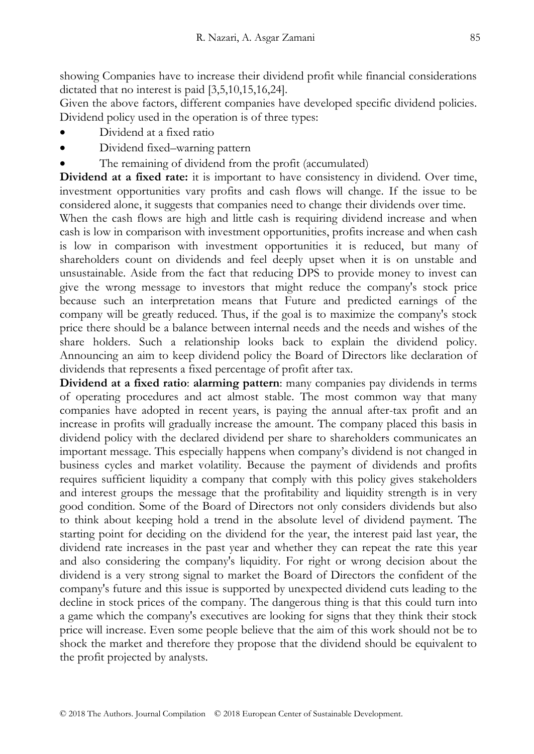showing Companies have to increase their dividend profit while financial considerations dictated that no interest is paid [3,5,10,15,16,24].

Given the above factors, different companies have developed specific dividend policies. Dividend policy used in the operation is of three types:

- Dividend at a fixed ratio
- Dividend fixed–warning pattern
- The remaining of dividend from the profit (accumulated)

**Dividend at a fixed rate:** it is important to have consistency in dividend. Over time, investment opportunities vary profits and cash flows will change. If the issue to be considered alone, it suggests that companies need to change their dividends over time.

When the cash flows are high and little cash is requiring dividend increase and when cash is low in comparison with investment opportunities, profits increase and when cash is low in comparison with investment opportunities it is reduced, but many of shareholders count on dividends and feel deeply upset when it is on unstable and unsustainable. Aside from the fact that reducing DPS to provide money to invest can give the wrong message to investors that might reduce the company's stock price because such an interpretation means that Future and predicted earnings of the company will be greatly reduced. Thus, if the goal is to maximize the company's stock price there should be a balance between internal needs and the needs and wishes of the share holders. Such a relationship looks back to explain the dividend policy. Announcing an aim to keep dividend policy the Board of Directors like declaration of dividends that represents a fixed percentage of profit after tax.

**Dividend at a fixed ratio**: **alarming pattern**: many companies pay dividends in terms of operating procedures and act almost stable. The most common way that many companies have adopted in recent years, is paying the annual after-tax profit and an increase in profits will gradually increase the amount. The company placed this basis in dividend policy with the declared dividend per share to shareholders communicates an important message. This especially happens when company's dividend is not changed in business cycles and market volatility. Because the payment of dividends and profits requires sufficient liquidity a company that comply with this policy gives stakeholders and interest groups the message that the profitability and liquidity strength is in very good condition. Some of the Board of Directors not only considers dividends but also to think about keeping hold a trend in the absolute level of dividend payment. The starting point for deciding on the dividend for the year, the interest paid last year, the dividend rate increases in the past year and whether they can repeat the rate this year and also considering the company's liquidity. For right or wrong decision about the dividend is a very strong signal to market the Board of Directors the confident of the company's future and this issue is supported by unexpected dividend cuts leading to the decline in stock prices of the company. The dangerous thing is that this could turn into a game which the company's executives are looking for signs that they think their stock price will increase. Even some people believe that the aim of this work should not be to shock the market and therefore they propose that the dividend should be equivalent to the profit projected by analysts.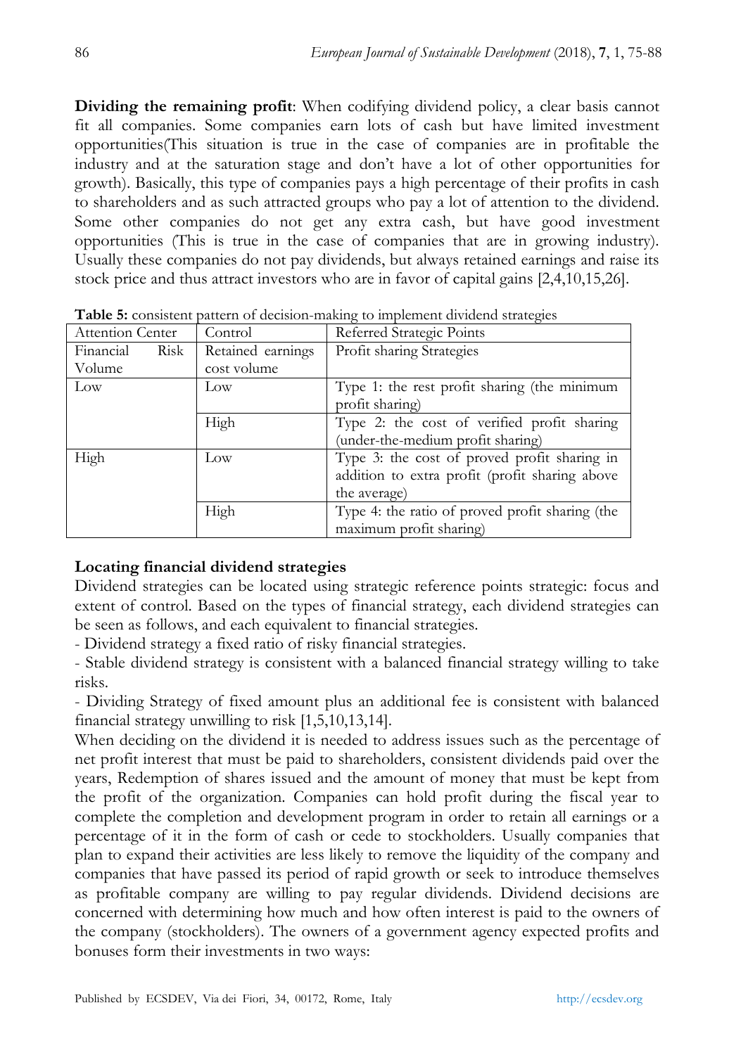**Dividing the remaining profit**: When codifying dividend policy, a clear basis cannot fit all companies. Some companies earn lots of cash but have limited investment opportunities(This situation is true in the case of companies are in profitable the industry and at the saturation stage and don't have a lot of other opportunities for growth). Basically, this type of companies pays a high percentage of their profits in cash to shareholders and as such attracted groups who pay a lot of attention to the dividend. Some other companies do not get any extra cash, but have good investment opportunities (This is true in the case of companies that are in growing industry). Usually these companies do not pay dividends, but always retained earnings and raise its stock price and thus attract investors who are in favor of capital gains [2,4,10,15,26].

**Table 5:** consistent pattern of decision-making to implement dividend strategies

| Attention Center | Control | Referred Strategic Points |
|---|---|---|
| Financial Risk Volume | Retained earnings cost volume | Profit sharing Strategies |
| Low | Low | Type 1: the rest profit sharing (the minimum profit sharing) |
| | High | Type 2: the cost of verified profit sharing (under-the-medium profit sharing) |
| High | Low | Type 3: the cost of proved profit sharing in addition to extra profit (profit sharing above the average) |
| | High | Type 4: the ratio of proved profit sharing (the maximum profit sharing) |

**Locating financial dividend strategies**

Dividend strategies can be located using strategic reference points strategic: focus and extent of control. Based on the types of financial strategy, each dividend strategies can be seen as follows, and each equivalent to financial strategies.

- Dividend strategy a fixed ratio of risky financial strategies.
- Stable dividend strategy is consistent with a balanced financial strategy willing to take risks.
- Dividing Strategy of fixed amount plus an additional fee is consistent with balanced financial strategy unwilling to risk [1,5,10,13,14].

When deciding on the dividend it is needed to address issues such as the percentage of net profit interest that must be paid to shareholders, consistent dividends paid over the years, Redemption of shares issued and the amount of money that must be kept from the profit of the organization. Companies can hold profit during the fiscal year to complete the completion and development program in order to retain all earnings or a percentage of it in the form of cash or cede to stockholders. Usually companies that plan to expand their activities are less likely to remove the liquidity of the company and companies that have passed its period of rapid growth or seek to introduce themselves as profitable company are willing to pay regular dividends. Dividend decisions are concerned with determining how much and how often interest is paid to the owners of the company (stockholders). The owners of a government agency expected profits and bonuses form their investments in two ways: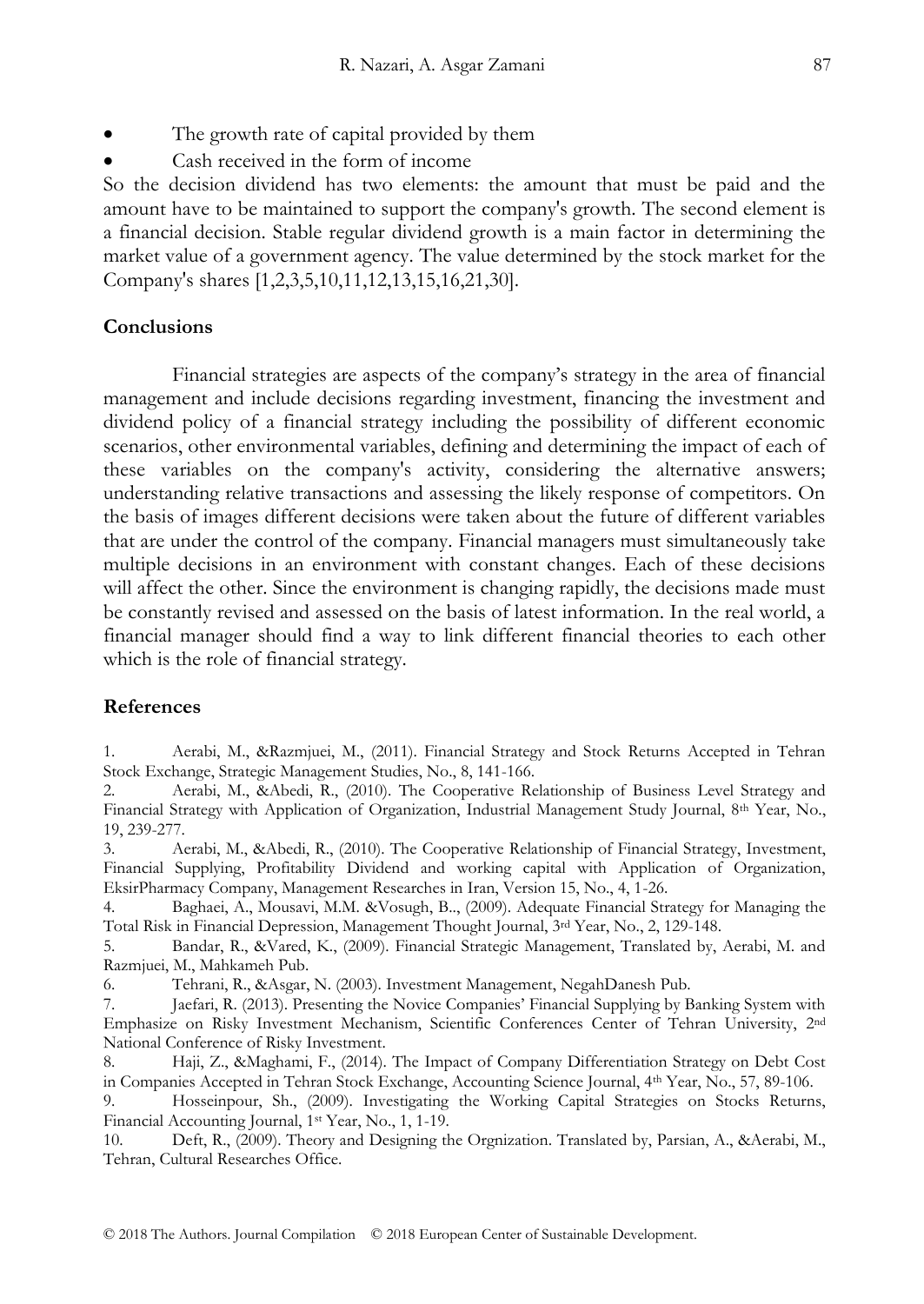- The growth rate of capital provided by them
- Cash received in the form of income

So the decision dividend has two elements: the amount that must be paid and the amount have to be maintained to support the company's growth. The second element is a financial decision. Stable regular dividend growth is a main factor in determining the market value of a government agency. The value determined by the stock market for the Company's shares [1,2,3,5,10,11,12,13,15,16,21,30].

## Conclusions

Financial strategies are aspects of the company's strategy in the area of financial management and include decisions regarding investment, financing the investment and dividend policy of a financial strategy including the possibility of different economic scenarios, other environmental variables, defining and determining the impact of each of these variables on the company's activity, considering the alternative answers; understanding relative transactions and assessing the likely response of competitors. On the basis of images different decisions were taken about the future of different variables that are under the control of the company. Financial managers must simultaneously take multiple decisions in an environment with constant changes. Each of these decisions will affect the other. Since the environment is changing rapidly, the decisions made must be constantly revised and assessed on the basis of latest information. In the real world, a financial manager should find a way to link different financial theories to each other which is the role of financial strategy.

## References

1. Aerabi, M., &Razmjuei, M., (2011). Financial Strategy and Stock Returns Accepted in Tehran Stock Exchange, Strategic Management Studies, No., 8, 141-166.
2. Aerabi, M., &Abedi, R., (2010). The Cooperative Relationship of Business Level Strategy and Financial Strategy with Application of Organization, Industrial Management Study Journal, 8th Year, No., 19, 239-277.
3. Aerabi, M., &Abedi, R., (2010). The Cooperative Relationship of Financial Strategy, Investment, Financial Supplying, Profitability Dividend and working capital with Application of Organization, EksirPharmacy Company, Management Researches in Iran, Version 15, No., 4, 1-26.
4. Baghaei, A., Mousavi, M.M. &Vosugh, B.., (2009). Adequate Financial Strategy for Managing the Total Risk in Financial Depression, Management Thought Journal, 3rd Year, No., 2, 129-148.
5. Bandar, R., &Vared, K., (2009). Financial Strategic Management, Translated by, Aerabi, M. and Razmjuei, M., Mahkameh Pub.
6. Tehrani, R., &Asgar, N. (2003). Investment Management, NegahDanesh Pub.
7. Jaefari, R. (2013). Presenting the Novice Companies' Financial Supplying by Banking System with Emphasize on Risky Investment Mechanism, Scientific Conferences Center of Tehran University, 2nd National Conference of Risky Investment.
8. Haji, Z., &Maghami, F., (2014). The Impact of Company Differentiation Strategy on Debt Cost in Companies Accepted in Tehran Stock Exchange, Accounting Science Journal, 4th Year, No., 57, 89-106.
9. Hosseinpour, Sh., (2009). Investigating the Working Capital Strategies on Stocks Returns, Financial Accounting Journal, 1st Year, No., 1, 1-19.
10. Deft, R., (2009). Theory and Designing the Orgnization. Translated by, Parsian, A., &Aerabi, M., Tehran, Cultural Researches Office.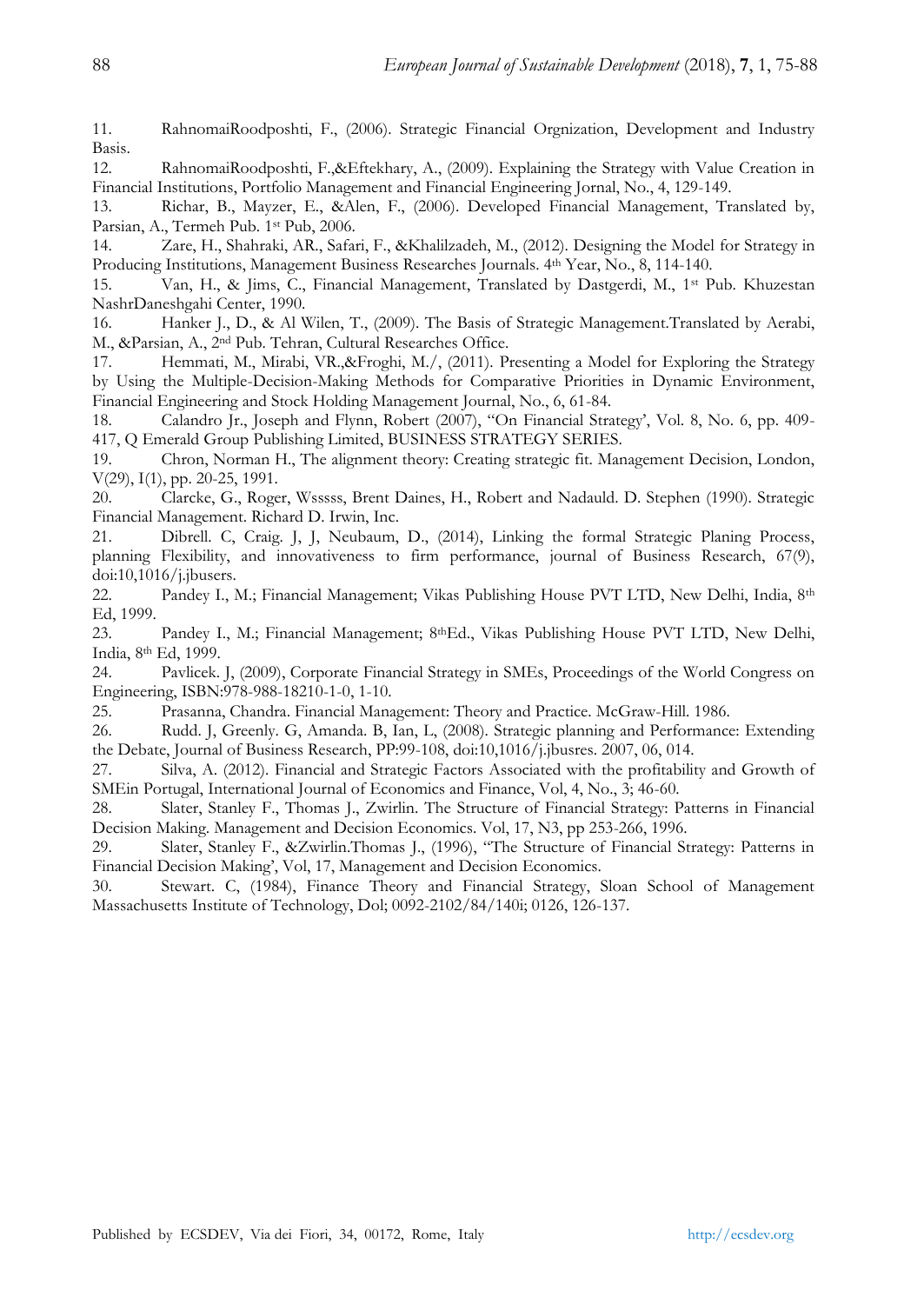11. RahnomaiRoodposhti, F., (2006). Strategic Financial Orgnization, Development and Industry Basis.
12. RahnomaiRoodposhti, F.,&Eftekhary, A., (2009). Explaining the Strategy with Value Creation in Financial Institutions, Portfolio Management and Financial Engineering Jornal, No., 4, 129-149.
13. Richar, B., Mayzer, E., &Alen, F., (2006). Developed Financial Management, Translated by, Parsian, A., Termeh Pub. 1st Pub, 2006.
14. Zare, H., Shahraki, AR., Safari, F., &Khalilzadeh, M., (2012). Designing the Model for Strategy in Producing Institutions, Management Business Researches Journals. 4th Year, No., 8, 114-140.
15. Van, H., & Jims, C., Financial Management, Translated by Dastgerdi, M., 1st Pub. Khuzestan NashrDaneshgahi Center, 1990.
16. Hanker J., D., & Al Wilen, T., (2009). The Basis of Strategic Management.Translated by Aerabi, M., &Parsian, A., 2nd Pub. Tehran, Cultural Researches Office.
17. Hemmati, M., Mirabi, VR.,&Froghi, M./, (2011). Presenting a Model for Exploring the Strategy by Using the Multiple-Decision-Making Methods for Comparative Priorities in Dynamic Environment, Financial Engineering and Stock Holding Management Journal, No., 6, 61-84.
18. Calandro Jr., Joseph and Flynn, Robert (2007), "On Financial Strategy', Vol. 8, No. 6, pp. 409-417, Q Emerald Group Publishing Limited, BUSINESS STRATEGY SERIES.
19. Chron, Norman H., The alignment theory: Creating strategic fit. Management Decision, London, V(29), I(1), pp. 20-25, 1991.
20. Clarcke, G., Roger, Wsssss, Brent Daines, H., Robert and Nadauld. D. Stephen (1990). Strategic Financial Management. Richard D. Irwin, Inc.
21. Dibrell. C, Craig. J, J, Neubaum, D., (2014), Linking the formal Strategic Planing Process, planning Flexibility, and innovativeness to firm performance, journal of Business Research, 67(9), doi:10,1016/j.jbusers.
22. Pandey I., M.; Financial Management; Vikas Publishing House PVT LTD, New Delhi, India, 8th Ed, 1999.
23. Pandey I., M.; Financial Management; 8thEd., Vikas Publishing House PVT LTD, New Delhi, India, 8th Ed, 1999.
24. Pavlicek. J, (2009), Corporate Financial Strategy in SMEs, Proceedings of the World Congress on Engineering, ISBN:978-988-18210-1-0, 1-10.
25. Prasanna, Chandra. Financial Management: Theory and Practice. McGraw-Hill. 1986.
26. Rudd. J, Greenly. G, Amanda. B, Ian, L, (2008). Strategic planning and Performance: Extending the Debate, Journal of Business Research, PP:99-108, doi:10,1016/j.jbusres. 2007, 06, 014.
27. Silva, A. (2012). Financial and Strategic Factors Associated with the profitability and Growth of SMEin Portugal, International Journal of Economics and Finance, Vol, 4, No., 3; 46-60.
28. Slater, Stanley F., Thomas J., Zwirlin. The Structure of Financial Strategy: Patterns in Financial Decision Making. Management and Decision Economics. Vol, 17, N3, pp 253-266, 1996.
29. Slater, Stanley F., &Zwirlin.Thomas J., (1996), "The Structure of Financial Strategy: Patterns in Financial Decision Making', Vol, 17, Management and Decision Economics.
30. Stewart. C, (1984), Finance Theory and Financial Strategy, Sloan School of Management Massachusetts Institute of Technology, Dol; 0092-2102/84/140i; 0126, 126-137.